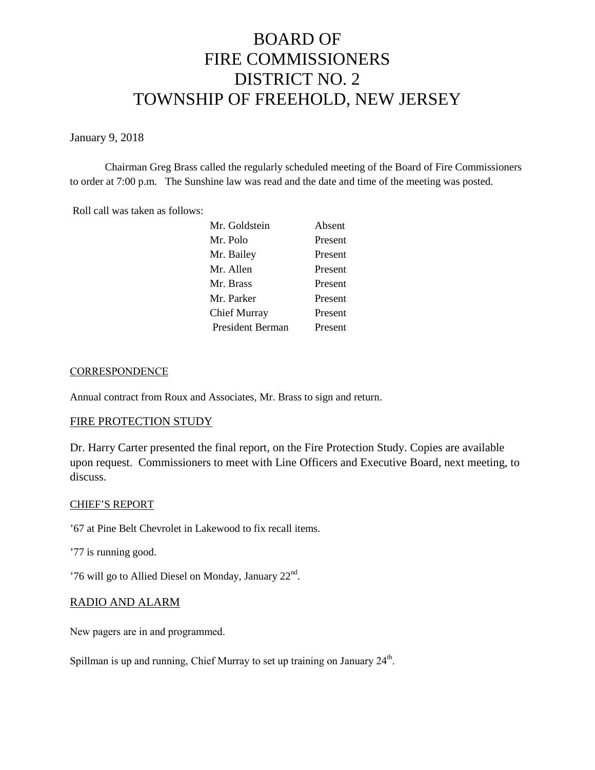# BOARD OF FIRE COMMISSIONERS DISTRICT NO. 2 TOWNSHIP OF FREEHOLD, NEW JERSEY

January 9, 2018

Chairman Greg Brass called the regularly scheduled meeting of the Board of Fire Commissioners to order at 7:00 p.m. The Sunshine law was read and the date and time of the meeting was posted.

Roll call was taken as follows:

| | |
|---|---|
| Mr. Goldstein | Absent |
| Mr. Polo | Present |
| Mr. Bailey | Present |
| Mr. Allen | Present |
| Mr. Brass | Present |
| Mr. Parker | Present |
| Chief Murray | Present |
| President Berman | Present |

## CORRESPONDENCE

Annual contract from Roux and Associates, Mr. Brass to sign and return.

## FIRE PROTECTION STUDY

Dr. Harry Carter presented the final report, on the Fire Protection Study. Copies are available upon request. Commissioners to meet with Line Officers and Executive Board, next meeting, to discuss.

## CHIEF'S REPORT

'67 at Pine Belt Chevrolet in Lakewood to fix recall items.

'77 is running good.

'76 will go to Allied Diesel on Monday, January 22nd.

## RADIO AND ALARM

New pagers are in and programmed.

Spillman is up and running, Chief Murray to set up training on January 24th.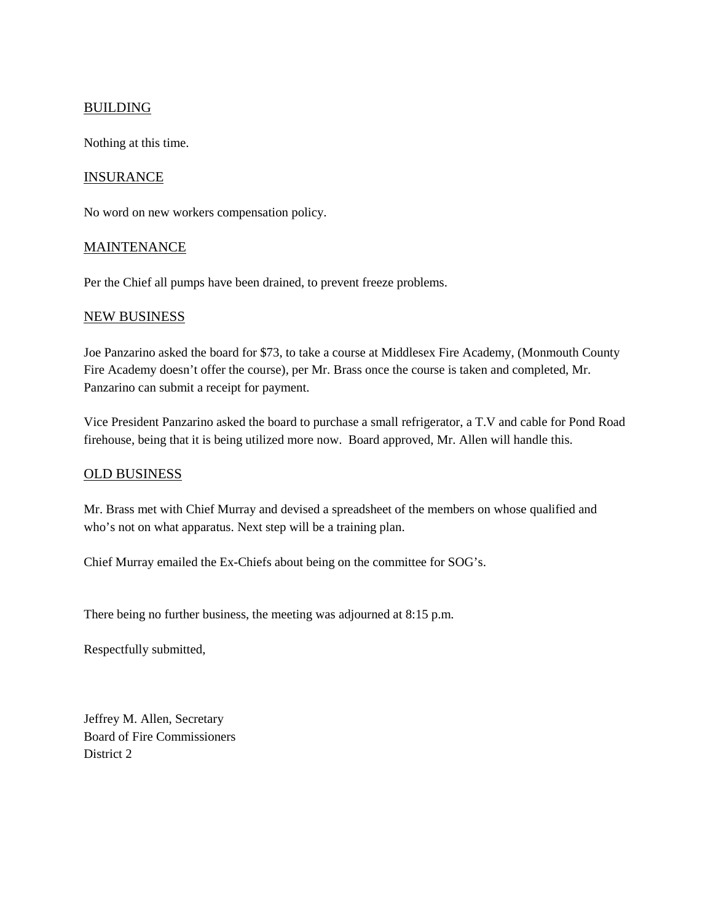## BUILDING

Nothing at this time.

## INSURANCE

No word on new workers compensation policy.

## MAINTENANCE

Per the Chief all pumps have been drained, to prevent freeze problems.

## NEW BUSINESS

Joe Panzarino asked the board for $73, to take a course at Middlesex Fire Academy, (Monmouth County Fire Academy doesn't offer the course), per Mr. Brass once the course is taken and completed, Mr. Panzarino can submit a receipt for payment.

Vice President Panzarino asked the board to purchase a small refrigerator, a T.V and cable for Pond Road firehouse, being that it is being utilized more now. Board approved, Mr. Allen will handle this.

## OLD BUSINESS

Mr. Brass met with Chief Murray and devised a spreadsheet of the members on whose qualified and who's not on what apparatus. Next step will be a training plan.

Chief Murray emailed the Ex-Chiefs about being on the committee for SOG's.

There being no further business, the meeting was adjourned at 8:15 p.m.

Respectfully submitted,

Jeffrey M. Allen, Secretary
Board of Fire Commissioners
District 2